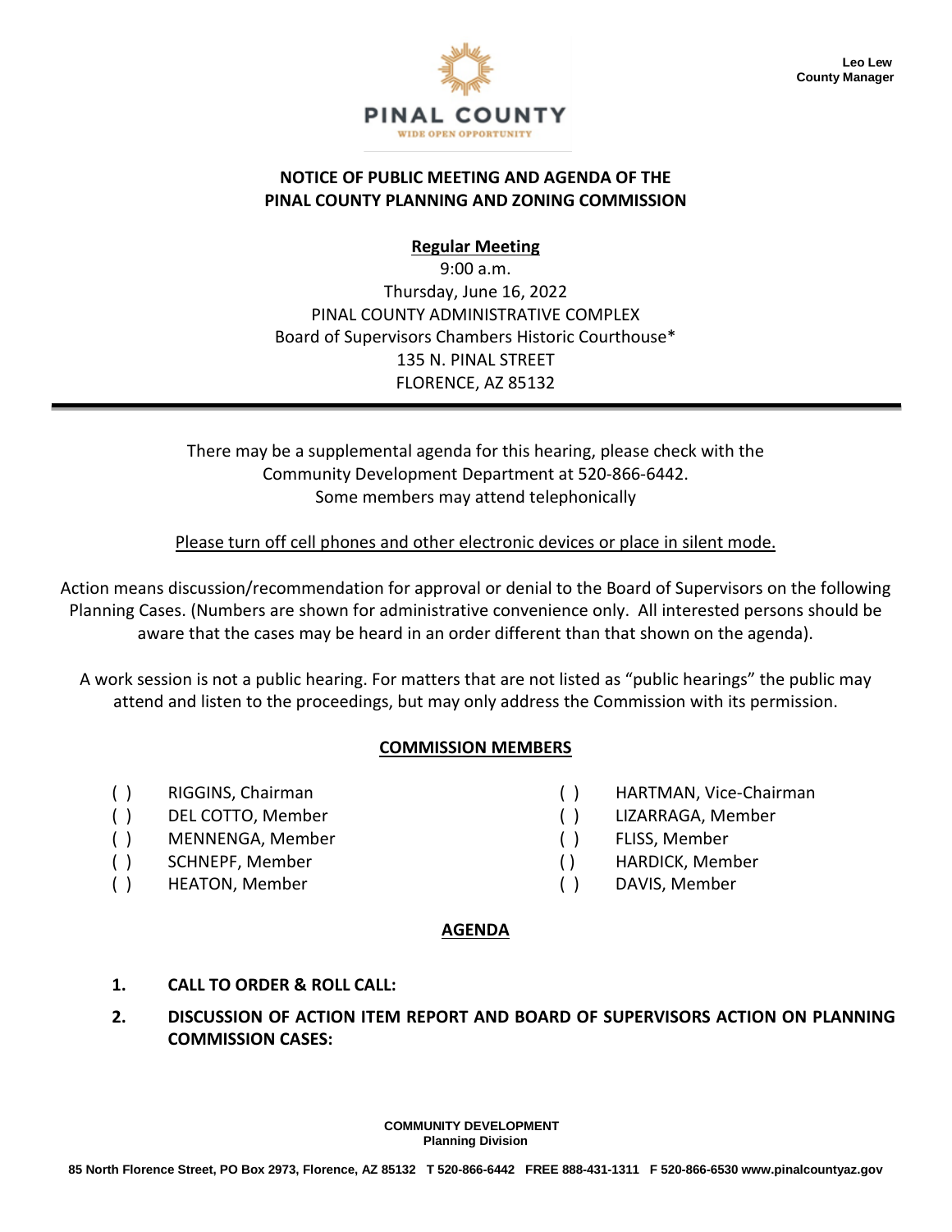Leo Lew
County Manager

PINAL COUNTY
WIDE OPEN OPPORTUNITY

# NOTICE OF PUBLIC MEETING AND AGENDA OF THE PINAL COUNTY PLANNING AND ZONING COMMISSION

**Regular Meeting**

9:00 a.m.
Thursday, June 16, 2022
PINAL COUNTY ADMINISTRATIVE COMPLEX
Board of Supervisors Chambers Historic Courthouse*
135 N. PINAL STREET
FLORENCE, AZ 85132

---

There may be a supplemental agenda for this hearing, please check with the Community Development Department at 520-866-6442.
Some members may attend telephonically

Please turn off cell phones and other electronic devices or place in silent mode.

Action means discussion/recommendation for approval or denial to the Board of Supervisors on the following Planning Cases. (Numbers are shown for administrative convenience only. All interested persons should be aware that the cases may be heard in an order different than that shown on the agenda).

A work session is not a public hearing. For matters that are not listed as "public hearings" the public may attend and listen to the proceedings, but may only address the Commission with its permission.

## COMMISSION MEMBERS

- ( ) RIGGINS, Chairman
- ( ) DEL COTTO, Member
- ( ) MENNENGA, Member
- ( ) SCHNEPF, Member
- ( ) HEATON, Member
- ( ) HARTMAN, Vice-Chairman
- ( ) LIZARRAGA, Member
- ( ) FLISS, Member
- ( ) HARDICK, Member
- ( ) DAVIS, Member

## AGENDA

1. **CALL TO ORDER & ROLL CALL:**
2. **DISCUSSION OF ACTION ITEM REPORT AND BOARD OF SUPERVISORS ACTION ON PLANNING COMMISSION CASES:**

COMMUNITY DEVELOPMENT
Planning Division

85 North Florence Street, PO Box 2973, Florence, AZ 85132 T 520-866-6442 FREE 888-431-1311 F 520-866-6530 www.pinalcountyaz.gov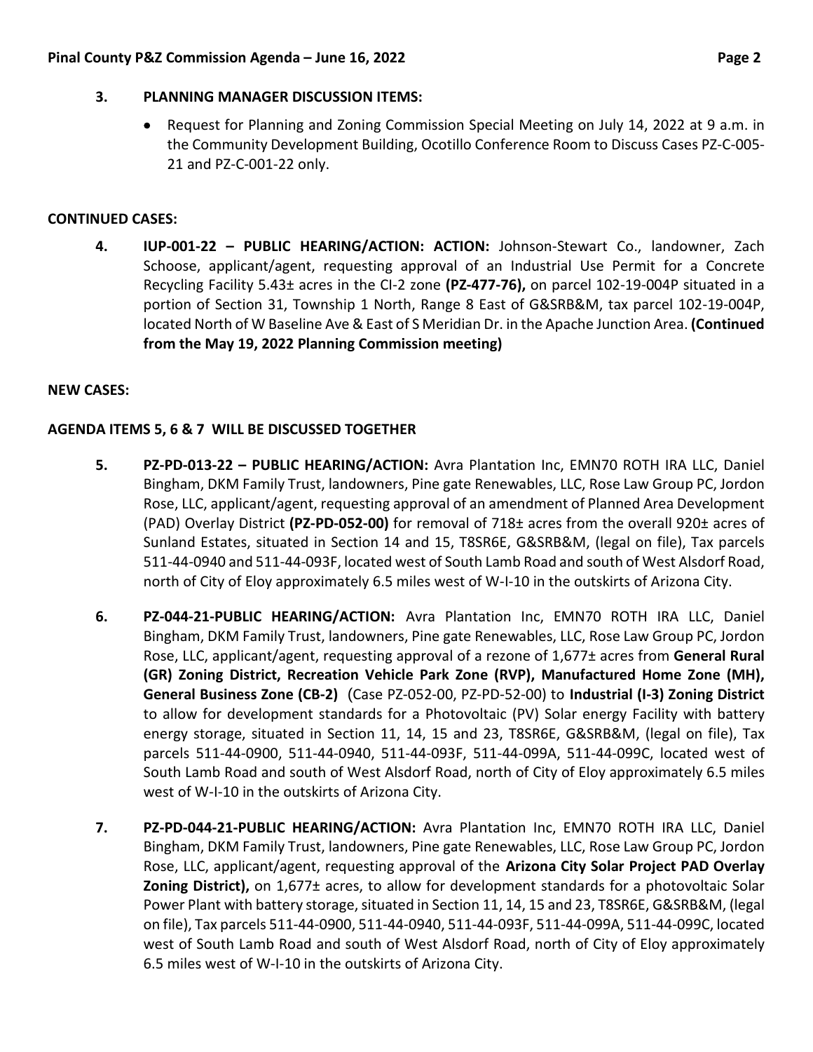**3. PLANNING MANAGER DISCUSSION ITEMS:**

- Request for Planning and Zoning Commission Special Meeting on July 14, 2022 at 9 a.m. in the Community Development Building, Ocotillo Conference Room to Discuss Cases PZ-C-005-21 and PZ-C-001-22 only.

**CONTINUED CASES:**

**4. IUP-001-22 – PUBLIC HEARING/ACTION: ACTION:** Johnson-Stewart Co., landowner, Zach Schoose, applicant/agent, requesting approval of an Industrial Use Permit for a Concrete Recycling Facility 5.43± acres in the CI-2 zone **(PZ-477-76),** on parcel 102-19-004P situated in a portion of Section 31, Township 1 North, Range 8 East of G&SRB&M, tax parcel 102-19-004P, located North of W Baseline Ave & East of S Meridian Dr. in the Apache Junction Area. **(Continued from the May 19, 2022 Planning Commission meeting)**

**NEW CASES:**

**AGENDA ITEMS 5, 6 & 7 WILL BE DISCUSSED TOGETHER**

**5. PZ-PD-013-22 – PUBLIC HEARING/ACTION:** Avra Plantation Inc, EMN70 ROTH IRA LLC, Daniel Bingham, DKM Family Trust, landowners, Pine gate Renewables, LLC, Rose Law Group PC, Jordon Rose, LLC, applicant/agent, requesting approval of an amendment of Planned Area Development (PAD) Overlay District **(PZ-PD-052-00)** for removal of 718± acres from the overall 920± acres of Sunland Estates, situated in Section 14 and 15, T8SR6E, G&SRB&M, (legal on file), Tax parcels 511-44-0940 and 511-44-093F, located west of South Lamb Road and south of West Alsdorf Road, north of City of Eloy approximately 6.5 miles west of W-I-10 in the outskirts of Arizona City.

**6. PZ-044-21-PUBLIC HEARING/ACTION:** Avra Plantation Inc, EMN70 ROTH IRA LLC, Daniel Bingham, DKM Family Trust, landowners, Pine gate Renewables, LLC, Rose Law Group PC, Jordon Rose, LLC, applicant/agent, requesting approval of a rezone of 1,677± acres from **General Rural (GR) Zoning District, Recreation Vehicle Park Zone (RVP), Manufactured Home Zone (MH), General Business Zone (CB-2)** (Case PZ-052-00, PZ-PD-52-00) to **Industrial (I-3) Zoning District** to allow for development standards for a Photovoltaic (PV) Solar energy Facility with battery energy storage, situated in Section 11, 14, 15 and 23, T8SR6E, G&SRB&M, (legal on file), Tax parcels 511-44-0900, 511-44-0940, 511-44-093F, 511-44-099A, 511-44-099C, located west of South Lamb Road and south of West Alsdorf Road, north of City of Eloy approximately 6.5 miles west of W-I-10 in the outskirts of Arizona City.

**7. PZ-PD-044-21-PUBLIC HEARING/ACTION:** Avra Plantation Inc, EMN70 ROTH IRA LLC, Daniel Bingham, DKM Family Trust, landowners, Pine gate Renewables, LLC, Rose Law Group PC, Jordon Rose, LLC, applicant/agent, requesting approval of the **Arizona City Solar Project PAD Overlay Zoning District),** on 1,677± acres, to allow for development standards for a photovoltaic Solar Power Plant with battery storage, situated in Section 11, 14, 15 and 23, T8SR6E, G&SRB&M, (legal on file), Tax parcels 511-44-0900, 511-44-0940, 511-44-093F, 511-44-099A, 511-44-099C, located west of South Lamb Road and south of West Alsdorf Road, north of City of Eloy approximately 6.5 miles west of W-I-10 in the outskirts of Arizona City.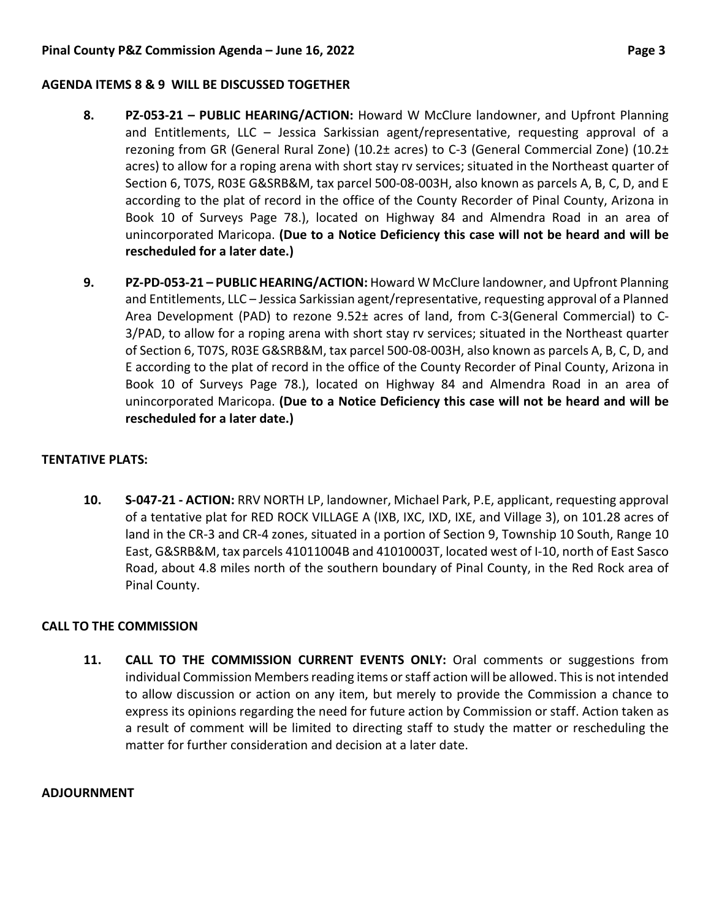**AGENDA ITEMS 8 & 9 WILL BE DISCUSSED TOGETHER**

8. **PZ-053-21 – PUBLIC HEARING/ACTION:** Howard W McClure landowner, and Upfront Planning and Entitlements, LLC – Jessica Sarkissian agent/representative, requesting approval of a rezoning from GR (General Rural Zone) (10.2± acres) to C-3 (General Commercial Zone) (10.2± acres) to allow for a roping arena with short stay rv services; situated in the Northeast quarter of Section 6, T07S, R03E G&SRB&M, tax parcel 500-08-003H, also known as parcels A, B, C, D, and E according to the plat of record in the office of the County Recorder of Pinal County, Arizona in Book 10 of Surveys Page 78.), located on Highway 84 and Almendra Road in an area of unincorporated Maricopa. **(Due to a Notice Deficiency this case will not be heard and will be rescheduled for a later date.)**

9. **PZ-PD-053-21 – PUBLIC HEARING/ACTION:** Howard W McClure landowner, and Upfront Planning and Entitlements, LLC – Jessica Sarkissian agent/representative, requesting approval of a Planned Area Development (PAD) to rezone 9.52± acres of land, from C-3(General Commercial) to C-3/PAD, to allow for a roping arena with short stay rv services; situated in the Northeast quarter of Section 6, T07S, R03E G&SRB&M, tax parcel 500-08-003H, also known as parcels A, B, C, D, and E according to the plat of record in the office of the County Recorder of Pinal County, Arizona in Book 10 of Surveys Page 78.), located on Highway 84 and Almendra Road in an area of unincorporated Maricopa. **(Due to a Notice Deficiency this case will not be heard and will be rescheduled for a later date.)**

**TENTATIVE PLATS:**

10. **S-047-21 - ACTION:** RRV NORTH LP, landowner, Michael Park, P.E, applicant, requesting approval of a tentative plat for RED ROCK VILLAGE A (IXB, IXC, IXD, IXE, and Village 3), on 101.28 acres of land in the CR-3 and CR-4 zones, situated in a portion of Section 9, Township 10 South, Range 10 East, G&SRB&M, tax parcels 41011004B and 41010003T, located west of I-10, north of East Sasco Road, about 4.8 miles north of the southern boundary of Pinal County, in the Red Rock area of Pinal County.

**CALL TO THE COMMISSION**

11. **CALL TO THE COMMISSION CURRENT EVENTS ONLY:** Oral comments or suggestions from individual Commission Members reading items or staff action will be allowed. This is not intended to allow discussion or action on any item, but merely to provide the Commission a chance to express its opinions regarding the need for future action by Commission or staff. Action taken as a result of comment will be limited to directing staff to study the matter or rescheduling the matter for further consideration and decision at a later date.

**ADJOURNMENT**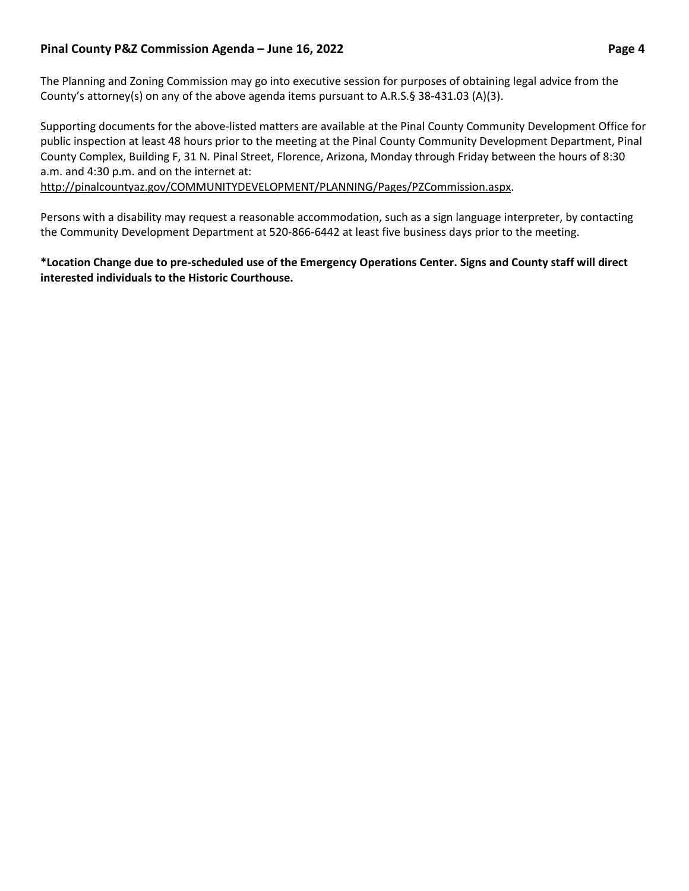The Planning and Zoning Commission may go into executive session for purposes of obtaining legal advice from the County's attorney(s) on any of the above agenda items pursuant to A.R.S.§ 38-431.03 (A)(3).

Supporting documents for the above-listed matters are available at the Pinal County Community Development Office for public inspection at least 48 hours prior to the meeting at the Pinal County Community Development Department, Pinal County Complex, Building F, 31 N. Pinal Street, Florence, Arizona, Monday through Friday between the hours of 8:30 a.m. and 4:30 p.m. and on the internet at: http://pinalcountyaz.gov/COMMUNITYDEVELOPMENT/PLANNING/Pages/PZCommission.aspx.

Persons with a disability may request a reasonable accommodation, such as a sign language interpreter, by contacting the Community Development Department at 520-866-6442 at least five business days prior to the meeting.

**\*Location Change due to pre-scheduled use of the Emergency Operations Center. Signs and County staff will direct interested individuals to the Historic Courthouse.**